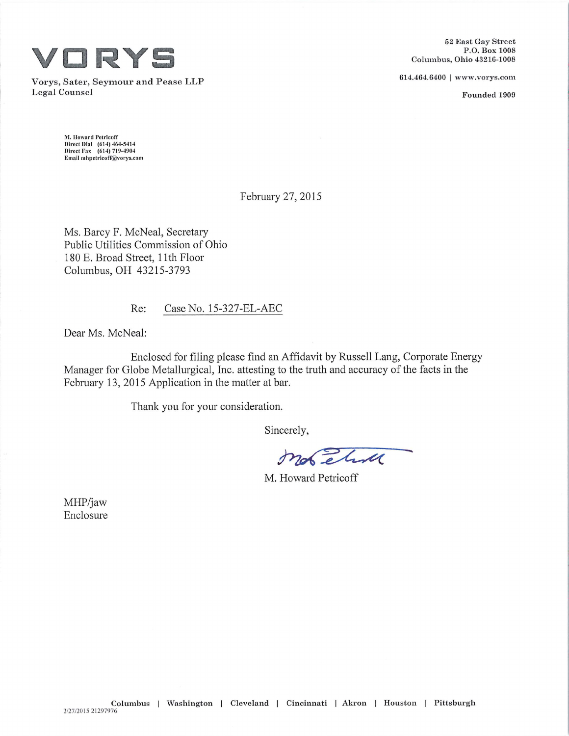# VORYS

Vorys, Sater, Seymour and Pease LLP
Legal Counsel

52 East Gay Street
P.O. Box 1008
Columbus, Ohio 43216-1008

614.464.6400 | www.vorys.com

Founded 1909

M. Howard Petricoff
Direct Dial (614) 464-5414
Direct Fax (614) 719-4904
Email mhpetricoff@vorys.com

February 27, 2015

Ms. Barcy F. McNeal, Secretary
Public Utilities Commission of Ohio
180 E. Broad Street, 11th Floor
Columbus, OH 43215-3793

Re: Case No. 15-327-EL-AEC

Dear Ms. McNeal:

Enclosed for filing please find an Affidavit by Russell Lang, Corporate Energy Manager for Globe Metallurgical, Inc. attesting to the truth and accuracy of the facts in the February 13, 2015 Application in the matter at bar.

Thank you for your consideration.

Sincerely,

M. Howard Petricoff

MHP/jaw
Enclosure

Columbus | Washington | Cleveland | Cincinnati | Akron | Houston | Pittsburgh

2/27/2015 21297976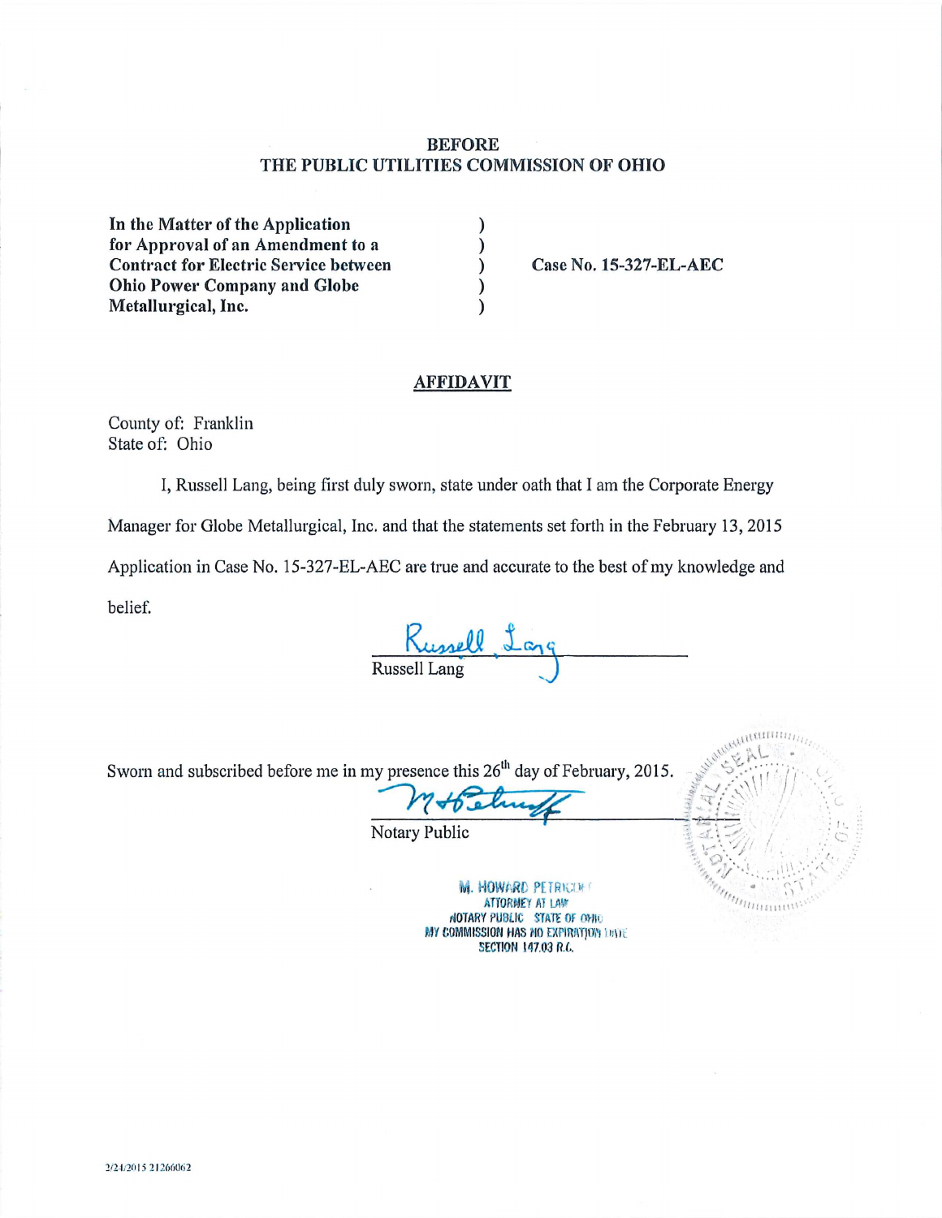**BEFORE**
**THE PUBLIC UTILITIES COMMISSION OF OHIO**

| | | |
|---|---|---|
| **In the Matter of the Application for Approval of an Amendment to a Contract for Electric Service between Ohio Power Company and Globe Metallurgical, Inc.** | ) ) ) ) ) | **Case No. 15-327-EL-AEC** |

## AFFIDAVIT

County of: Franklin
State of: Ohio

I, Russell Lang, being first duly sworn, state under oath that I am the Corporate Energy Manager for Globe Metallurgical, Inc. and that the statements set forth in the February 13, 2015 Application in Case No. 15-327-EL-AEC are true and accurate to the best of my knowledge and belief.

Russell Lang
Russell Lang

Sworn and subscribed before me in my presence this 26th day of February, 2015.

M H Petricoff
Notary Public

M. HOWARD PETRICOFF
ATTORNEY AT LAW
NOTARY PUBLIC STATE OF OHIO
MY COMMISSION HAS NO EXPIRATION DATE
SECTION 147.03 R.C.

NOTARIAL SEAL STATE OF OHIO

2/24/2015 21266062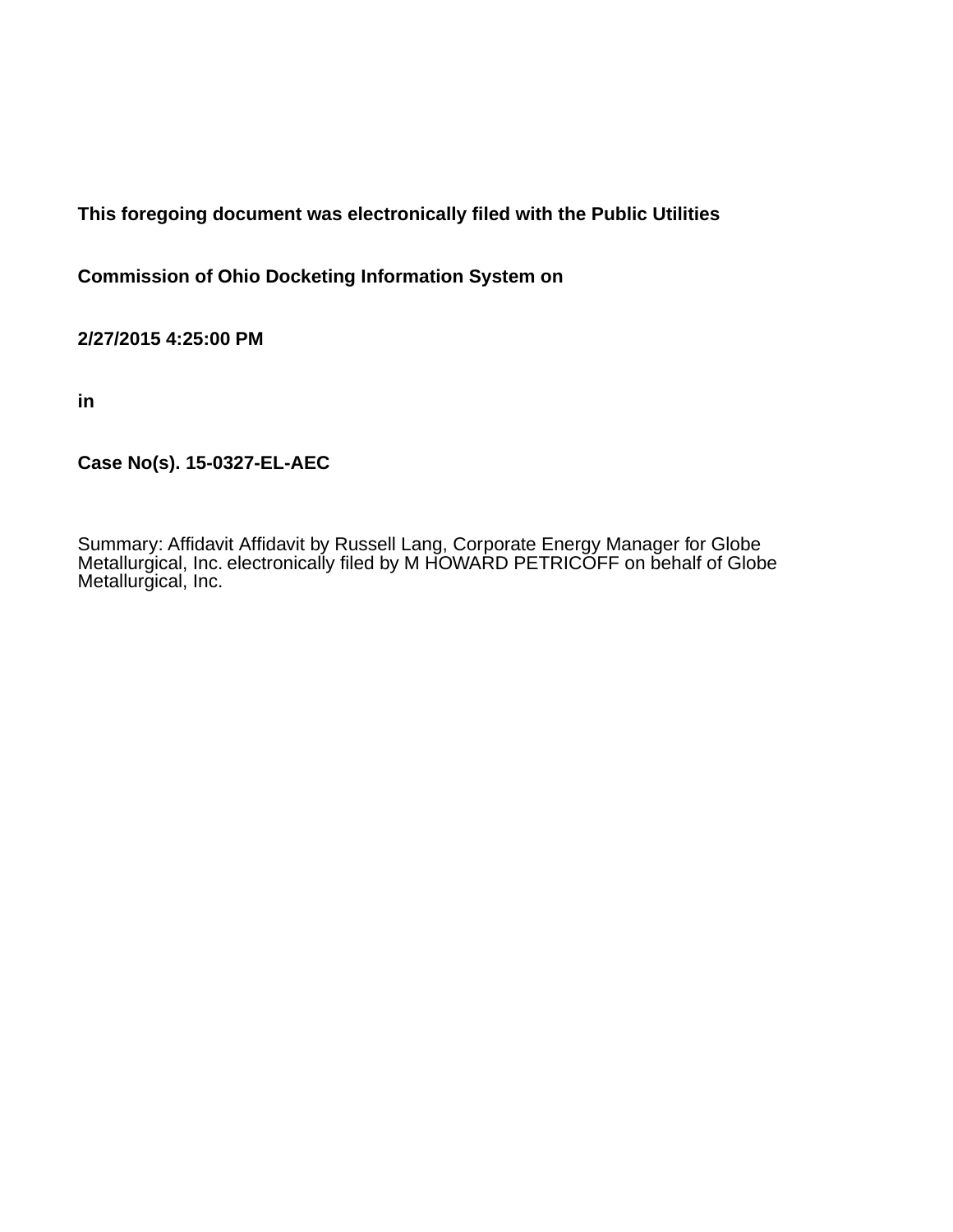**This foregoing document was electronically filed with the Public Utilities**

**Commission of Ohio Docketing Information System on**

**2/27/2015 4:25:00 PM**

**in**

**Case No(s). 15-0327-EL-AEC**

Summary: Affidavit Affidavit by Russell Lang, Corporate Energy Manager for Globe Metallurgical, Inc. electronically filed by M HOWARD PETRICOFF on behalf of Globe Metallurgical, Inc.